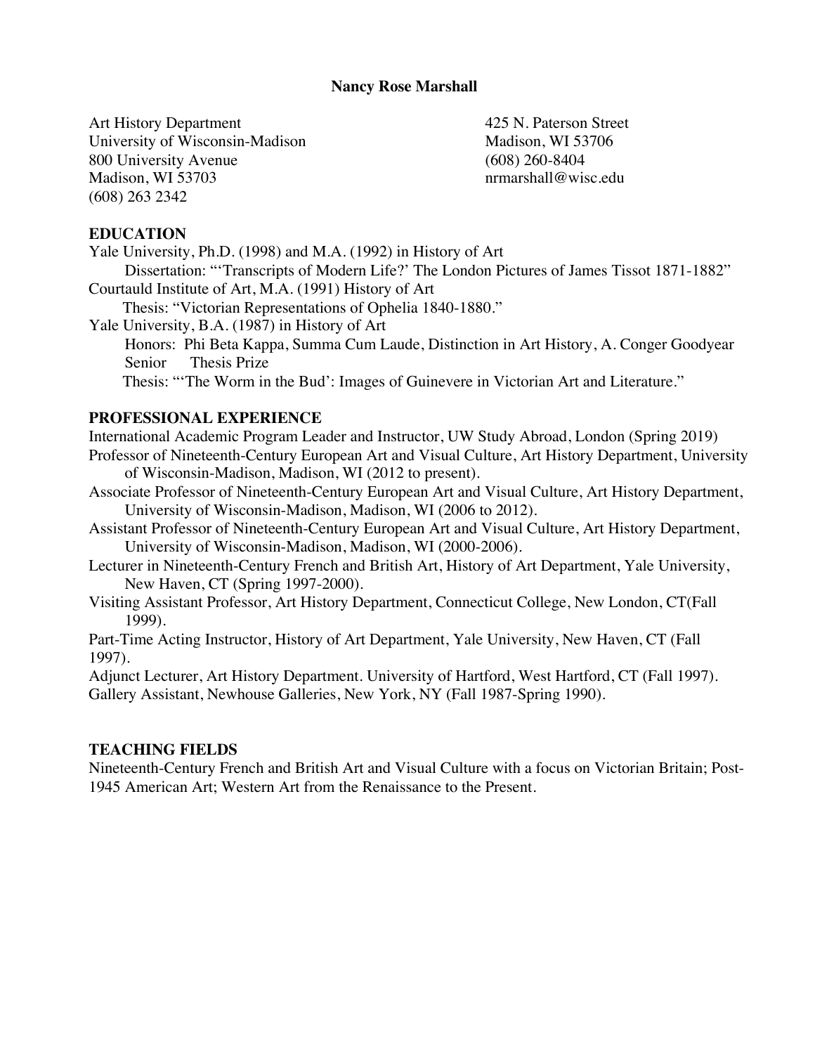# Nancy Rose Marshall

Art History Department
University of Wisconsin-Madison
800 University Avenue
Madison, WI 53703
(608) 263 2342

425 N. Paterson Street
Madison, WI 53706
(608) 260-8404
nrmarshall@wisc.edu

## EDUCATION

Yale University, Ph.D. (1998) and M.A. (1992) in History of Art
Dissertation: "'Transcripts of Modern Life?' The London Pictures of James Tissot 1871-1882"

Courtauld Institute of Art, M.A. (1991) History of Art
Thesis: "Victorian Representations of Ophelia 1840-1880."

Yale University, B.A. (1987) in History of Art
Honors: Phi Beta Kappa, Summa Cum Laude, Distinction in Art History, A. Conger Goodyear Senior Thesis Prize
Thesis: "'The Worm in the Bud': Images of Guinevere in Victorian Art and Literature."

## PROFESSIONAL EXPERIENCE

International Academic Program Leader and Instructor, UW Study Abroad, London (Spring 2019)

Professor of Nineteenth-Century European Art and Visual Culture, Art History Department, University of Wisconsin-Madison, Madison, WI (2012 to present).

Associate Professor of Nineteenth-Century European Art and Visual Culture, Art History Department, University of Wisconsin-Madison, Madison, WI (2006 to 2012).

Assistant Professor of Nineteenth-Century European Art and Visual Culture, Art History Department, University of Wisconsin-Madison, Madison, WI (2000-2006).

Lecturer in Nineteenth-Century French and British Art, History of Art Department, Yale University, New Haven, CT (Spring 1997-2000).

Visiting Assistant Professor, Art History Department, Connecticut College, New London, CT(Fall 1999).

Part-Time Acting Instructor, History of Art Department, Yale University, New Haven, CT (Fall 1997).

Adjunct Lecturer, Art History Department. University of Hartford, West Hartford, CT (Fall 1997).

Gallery Assistant, Newhouse Galleries, New York, NY (Fall 1987-Spring 1990).

## TEACHING FIELDS

Nineteenth-Century French and British Art and Visual Culture with a focus on Victorian Britain; Post-1945 American Art; Western Art from the Renaissance to the Present.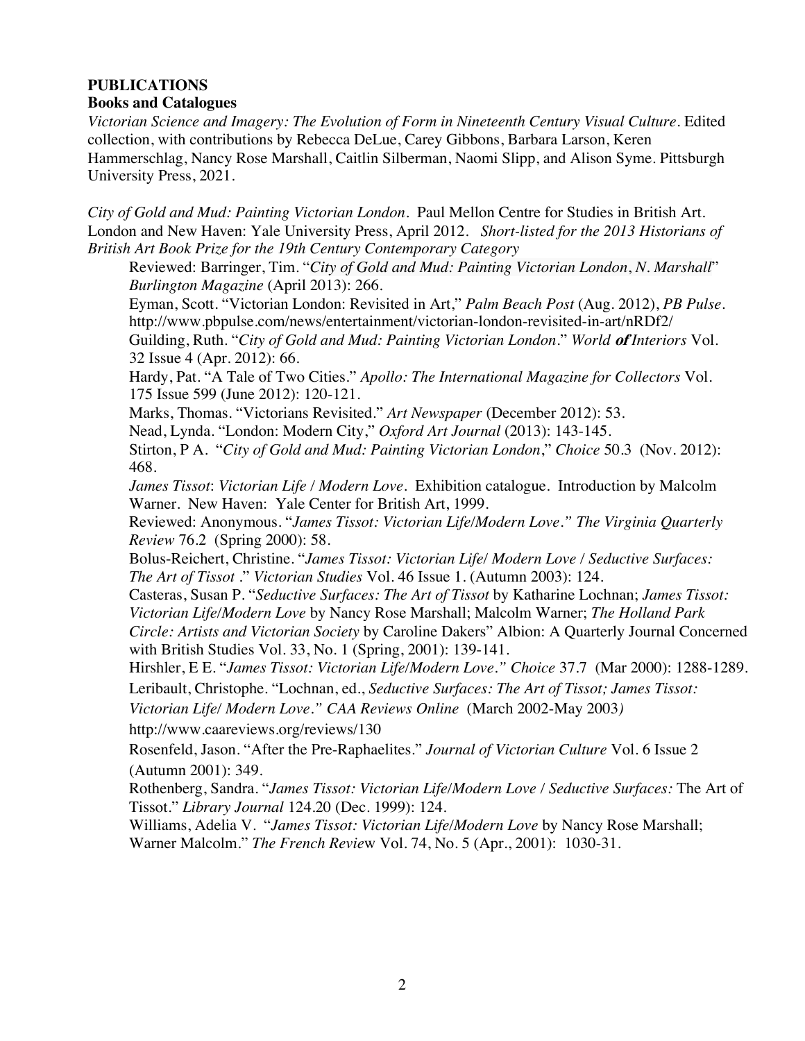## PUBLICATIONS

### Books and Catalogues

*Victorian Science and Imagery: The Evolution of Form in Nineteenth Century Visual Culture*. Edited collection, with contributions by Rebecca DeLue, Carey Gibbons, Barbara Larson, Keren Hammerschlag, Nancy Rose Marshall, Caitlin Silberman, Naomi Slipp, and Alison Syme. Pittsburgh University Press, 2021.

*City of Gold and Mud: Painting Victorian London*. Paul Mellon Centre for Studies in British Art. London and New Haven: Yale University Press, April 2012. *Short-listed for the 2013 Historians of British Art Book Prize for the 19th Century Contemporary Category*

Reviewed: Barringer, Tim. "*City of Gold and Mud: Painting Victorian London*, *N. Marshall*" *Burlington Magazine* (April 2013): 266.
Eyman, Scott. "Victorian London: Revisited in Art," *Palm Beach Post* (Aug. 2012), *PB Pulse*. http://www.pbpulse.com/news/entertainment/victorian-london-revisited-in-art/nRDf2/
Guilding, Ruth. "*City of Gold and Mud: Painting Victorian London*." *World **of** Interiors* Vol. 32 Issue 4 (Apr. 2012): 66.
Hardy, Pat. "A Tale of Two Cities." *Apollo: The International Magazine for Collectors* Vol. 175 Issue 599 (June 2012): 120-121.
Marks, Thomas. "Victorians Revisited." *Art Newspaper* (December 2012): 53.
Nead, Lynda. "London: Modern City," *Oxford Art Journal* (2013): 143-145.
Stirton, P A. "*City of Gold and Mud: Painting Victorian London*," *Choice* 50.3 (Nov. 2012): 468.

*James Tissot*: *Victorian Life / Modern Love*. Exhibition catalogue. Introduction by Malcolm Warner. New Haven: Yale Center for British Art, 1999.

Reviewed: Anonymous. "*James Tissot: Victorian Life/Modern Love." The Virginia Quarterly Review* 76.2 (Spring 2000): 58.
Bolus-Reichert, Christine. "*James Tissot: Victorian Life/ Modern Love / Seductive Surfaces: The Art of Tissot* ." *Victorian Studies* Vol. 46 Issue 1. (Autumn 2003): 124.
Casteras, Susan P. "*Seductive Surfaces: The Art of Tissot* by Katharine Lochnan; *James Tissot: Victorian Life/Modern Love* by Nancy Rose Marshall; Malcolm Warner; *The Holland Park Circle: Artists and Victorian Society* by Caroline Dakers" Albion: A Quarterly Journal Concerned with British Studies Vol. 33, No. 1 (Spring, 2001): 139-141.
Hirshler, E E. "*James Tissot: Victorian Life/Modern Love." Choice* 37.7 (Mar 2000): 1288-1289.
Leribault, Christophe. "Lochnan, ed., *Seductive Surfaces: The Art of Tissot; James Tissot: Victorian Life/ Modern Love." CAA Reviews Online* (March 2002-May 2003)
http://www.caareviews.org/reviews/130
Rosenfeld, Jason. "After the Pre-Raphaelites." *Journal of Victorian Culture* Vol. 6 Issue 2 (Autumn 2001): 349.
Rothenberg, Sandra. "*James Tissot: Victorian Life/Modern Love / Seductive Surfaces:* The Art of Tissot." *Library Journal* 124.20 (Dec. 1999): 124.
Williams, Adelia V. "*James Tissot: Victorian Life/Modern Love* by Nancy Rose Marshall; Warner Malcolm." *The French Review* Vol. 74, No. 5 (Apr., 2001): 1030-31.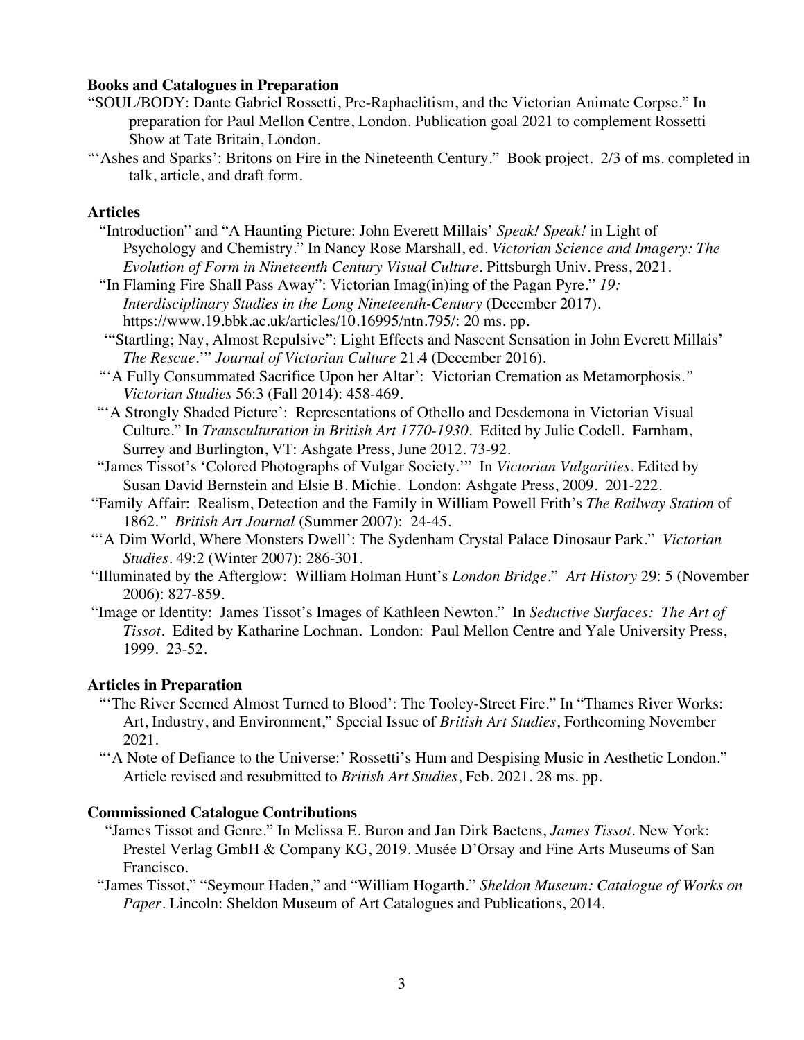**Books and Catalogues in Preparation**

"SOUL/BODY: Dante Gabriel Rossetti, Pre-Raphaelitism, and the Victorian Animate Corpse." In preparation for Paul Mellon Centre, London. Publication goal 2021 to complement Rossetti Show at Tate Britain, London.

"'Ashes and Sparks': Britons on Fire in the Nineteenth Century." Book project. 2/3 of ms. completed in talk, article, and draft form.

**Articles**

"Introduction" and "A Haunting Picture: John Everett Millais' *Speak! Speak!* in Light of Psychology and Chemistry." In Nancy Rose Marshall, ed. *Victorian Science and Imagery: The Evolution of Form in Nineteenth Century Visual Culture*. Pittsburgh Univ. Press, 2021.

"In Flaming Fire Shall Pass Away": Victorian Imag(in)ing of the Pagan Pyre." *19: Interdisciplinary Studies in the Long Nineteenth-Century* (December 2017). https://www.19.bbk.ac.uk/articles/10.16995/ntn.795/: 20 ms. pp.

"'Startling; Nay, Almost Repulsive": Light Effects and Nascent Sensation in John Everett Millais' *The Rescue*.'" *Journal of Victorian Culture* 21.4 (December 2016).

"'A Fully Consummated Sacrifice Upon her Altar': Victorian Cremation as Metamorphosis." *Victorian Studies* 56:3 (Fall 2014): 458-469.

"'A Strongly Shaded Picture': Representations of Othello and Desdemona in Victorian Visual Culture." In *Transculturation in British Art 1770-1930*. Edited by Julie Codell. Farnham, Surrey and Burlington, VT: Ashgate Press, June 2012. 73-92.

"James Tissot's 'Colored Photographs of Vulgar Society.'" In *Victorian Vulgarities*. Edited by Susan David Bernstein and Elsie B. Michie. London: Ashgate Press, 2009. 201-222.

"Family Affair: Realism, Detection and the Family in William Powell Frith's *The Railway Station* of 1862." *British Art Journal* (Summer 2007): 24-45.

"'A Dim World, Where Monsters Dwell': The Sydenham Crystal Palace Dinosaur Park." *Victorian Studies*. 49:2 (Winter 2007): 286-301.

"Illuminated by the Afterglow: William Holman Hunt's *London Bridge*." *Art History* 29: 5 (November 2006): 827-859.

"Image or Identity: James Tissot's Images of Kathleen Newton." In *Seductive Surfaces: The Art of Tissot*. Edited by Katharine Lochnan. London: Paul Mellon Centre and Yale University Press, 1999. 23-52.

**Articles in Preparation**

"'The River Seemed Almost Turned to Blood': The Tooley-Street Fire." In "Thames River Works: Art, Industry, and Environment," Special Issue of *British Art Studies*, Forthcoming November 2021.

"'A Note of Defiance to the Universe:' Rossetti's Hum and Despising Music in Aesthetic London." Article revised and resubmitted to *British Art Studies*, Feb. 2021. 28 ms. pp.

**Commissioned Catalogue Contributions**

"James Tissot and Genre." In Melissa E. Buron and Jan Dirk Baetens, *James Tissot*. New York: Prestel Verlag GmbH & Company KG, 2019. Musée D'Orsay and Fine Arts Museums of San Francisco.

"James Tissot," "Seymour Haden," and "William Hogarth." *Sheldon Museum: Catalogue of Works on Paper*. Lincoln: Sheldon Museum of Art Catalogues and Publications, 2014.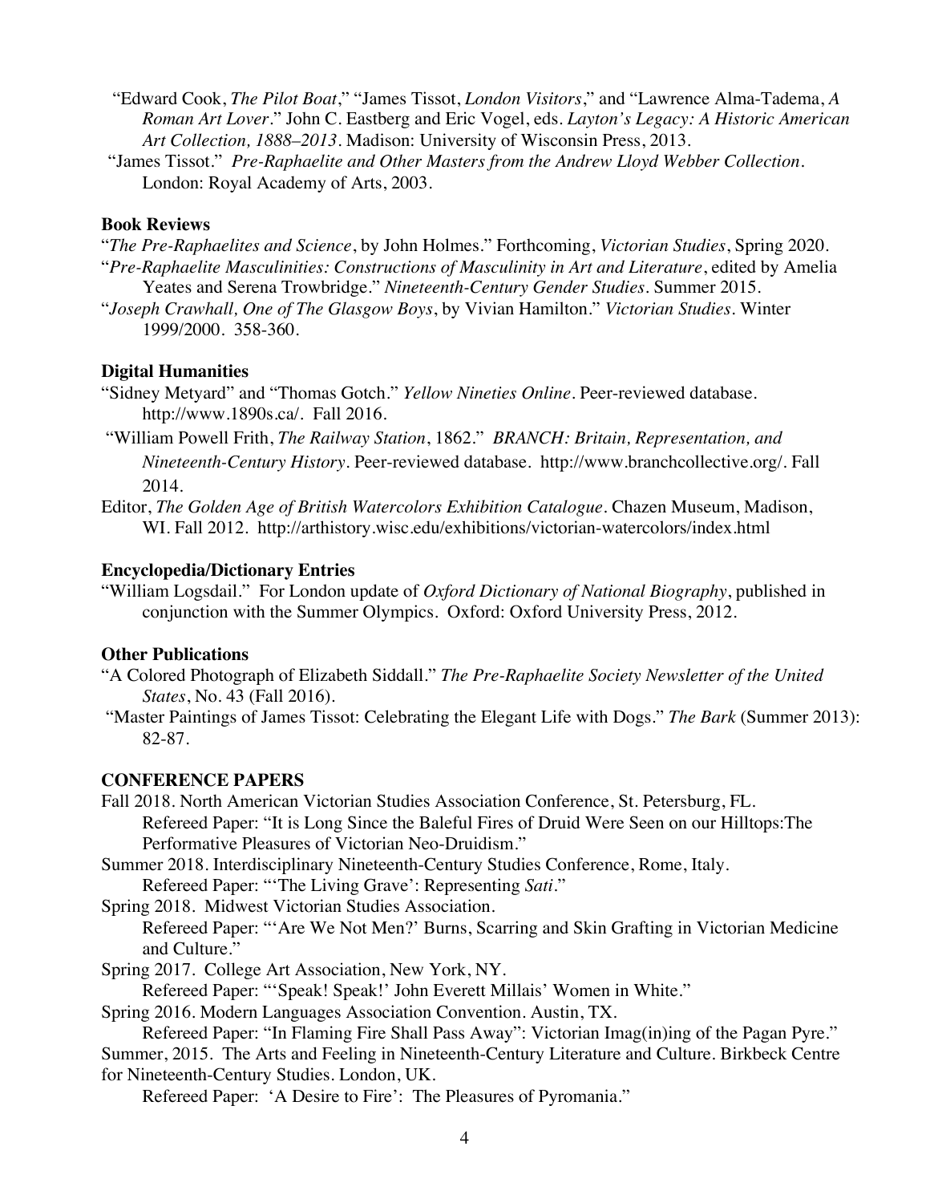"Edward Cook, *The Pilot Boat*," "James Tissot, *London Visitors*," and "Lawrence Alma-Tadema, *A Roman Art Lover*." John C. Eastberg and Eric Vogel, eds. *Layton's Legacy: A Historic American Art Collection, 1888–2013*. Madison: University of Wisconsin Press, 2013.

"James Tissot." *Pre-Raphaelite and Other Masters from the Andrew Lloyd Webber Collection*. London: Royal Academy of Arts, 2003.

**Book Reviews**

"*The Pre-Raphaelites and Science*, by John Holmes." Forthcoming, *Victorian Studies*, Spring 2020.

"*Pre-Raphaelite Masculinities: Constructions of Masculinity in Art and Literature*, edited by Amelia Yeates and Serena Trowbridge." *Nineteenth-Century Gender Studies*. Summer 2015.

"*Joseph Crawhall, One of The Glasgow Boys*, by Vivian Hamilton." *Victorian Studies*. Winter 1999/2000. 358-360.

**Digital Humanities**

"Sidney Metyard" and "Thomas Gotch." *Yellow Nineties Online*. Peer-reviewed database. http://www.1890s.ca/. Fall 2016.

"William Powell Frith, *The Railway Station*, 1862." *BRANCH: Britain, Representation, and Nineteenth-Century History*. Peer-reviewed database. http://www.branchcollective.org/. Fall 2014.

Editor, *The Golden Age of British Watercolors Exhibition Catalogue*. Chazen Museum, Madison, WI. Fall 2012. http://arthistory.wisc.edu/exhibitions/victorian-watercolors/index.html

**Encyclopedia/Dictionary Entries**

"William Logsdail." For London update of *Oxford Dictionary of National Biography*, published in conjunction with the Summer Olympics. Oxford: Oxford University Press, 2012.

**Other Publications**

"A Colored Photograph of Elizabeth Siddall." *The Pre-Raphaelite Society Newsletter of the United States*, No. 43 (Fall 2016).

"Master Paintings of James Tissot: Celebrating the Elegant Life with Dogs." *The Bark* (Summer 2013): 82-87.

**CONFERENCE PAPERS**

Fall 2018. North American Victorian Studies Association Conference, St. Petersburg, FL.
Refereed Paper: "It is Long Since the Baleful Fires of Druid Were Seen on our Hilltops:The Performative Pleasures of Victorian Neo-Druidism."

Summer 2018. Interdisciplinary Nineteenth-Century Studies Conference, Rome, Italy.
Refereed Paper: "'The Living Grave': Representing *Sati*."

Spring 2018. Midwest Victorian Studies Association.
Refereed Paper: "'Are We Not Men?' Burns, Scarring and Skin Grafting in Victorian Medicine and Culture."

Spring 2017. College Art Association, New York, NY.
Refereed Paper: "'Speak! Speak!' John Everett Millais' Women in White."

Spring 2016. Modern Languages Association Convention. Austin, TX.
Refereed Paper: "In Flaming Fire Shall Pass Away": Victorian Imag(in)ing of the Pagan Pyre."

Summer, 2015. The Arts and Feeling in Nineteenth-Century Literature and Culture. Birkbeck Centre for Nineteenth-Century Studies. London, UK.
Refereed Paper: 'A Desire to Fire': The Pleasures of Pyromania."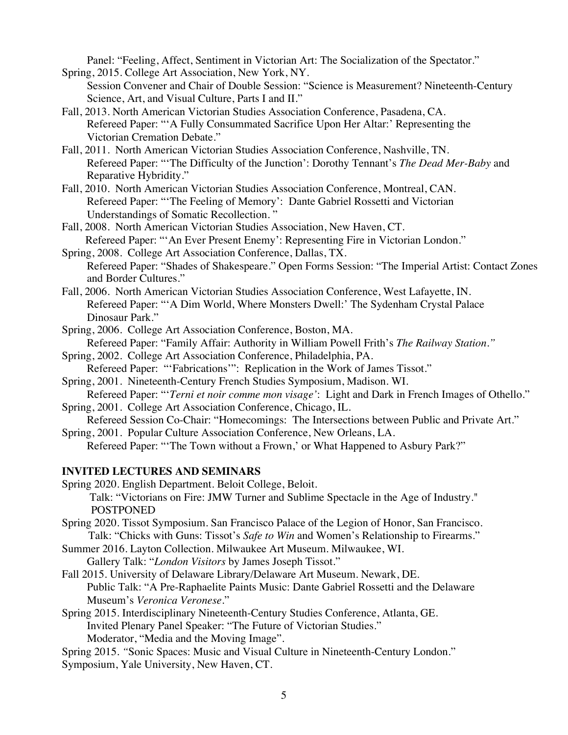Panel: "Feeling, Affect, Sentiment in Victorian Art: The Socialization of the Spectator."

Spring, 2015. College Art Association, New York, NY.
Session Convener and Chair of Double Session: "Science is Measurement? Nineteenth-Century Science, Art, and Visual Culture, Parts I and II."

Fall, 2013. North American Victorian Studies Association Conference, Pasadena, CA.
Refereed Paper: "'A Fully Consummated Sacrifice Upon Her Altar:' Representing the Victorian Cremation Debate."

Fall, 2011. North American Victorian Studies Association Conference, Nashville, TN.
Refereed Paper: "'The Difficulty of the Junction': Dorothy Tennant's *The Dead Mer-Baby* and Reparative Hybridity."

Fall, 2010. North American Victorian Studies Association Conference, Montreal, CAN.
Refereed Paper: "'The Feeling of Memory': Dante Gabriel Rossetti and Victorian Understandings of Somatic Recollection."

Fall, 2008. North American Victorian Studies Association, New Haven, CT.
Refereed Paper: "'An Ever Present Enemy': Representing Fire in Victorian London."

Spring, 2008. College Art Association Conference, Dallas, TX.
Refereed Paper: "Shades of Shakespeare." Open Forms Session: "The Imperial Artist: Contact Zones and Border Cultures."

Fall, 2006. North American Victorian Studies Association Conference, West Lafayette, IN.
Refereed Paper: "'A Dim World, Where Monsters Dwell:' The Sydenham Crystal Palace Dinosaur Park."

Spring, 2006. College Art Association Conference, Boston, MA.
Refereed Paper: "Family Affair: Authority in William Powell Frith's *The Railway Station*."

Spring, 2002. College Art Association Conference, Philadelphia, PA.
Refereed Paper: "'Fabrications'": Replication in the Work of James Tissot."

Spring, 2001. Nineteenth-Century French Studies Symposium, Madison. WI.
Refereed Paper: "'*Terni et noir comme mon visage*': Light and Dark in French Images of Othello."

Spring, 2001. College Art Association Conference, Chicago, IL.
Refereed Session Co-Chair: "Homecomings: The Intersections between Public and Private Art."

Spring, 2001. Popular Culture Association Conference, New Orleans, LA.
Refereed Paper: "'The Town without a Frown,' or What Happened to Asbury Park?"

**INVITED LECTURES AND SEMINARS**

Spring 2020. English Department. Beloit College, Beloit.
Talk: "Victorians on Fire: JMW Turner and Sublime Spectacle in the Age of Industry." POSTPONED

Spring 2020. Tissot Symposium. San Francisco Palace of the Legion of Honor, San Francisco.
Talk: "Chicks with Guns: Tissot's *Safe to Win* and Women's Relationship to Firearms."

Summer 2016. Layton Collection. Milwaukee Art Museum. Milwaukee, WI.
Gallery Talk: "*London Visitors* by James Joseph Tissot."

Fall 2015. University of Delaware Library/Delaware Art Museum. Newark, DE.
Public Talk: "A Pre-Raphaelite Paints Music: Dante Gabriel Rossetti and the Delaware Museum's *Veronica Veronese*."

Spring 2015. Interdisciplinary Nineteenth-Century Studies Conference, Atlanta, GE.
Invited Plenary Panel Speaker: "The Future of Victorian Studies."
Moderator, "Media and the Moving Image".

Spring 2015. "Sonic Spaces: Music and Visual Culture in Nineteenth-Century London." Symposium, Yale University, New Haven, CT.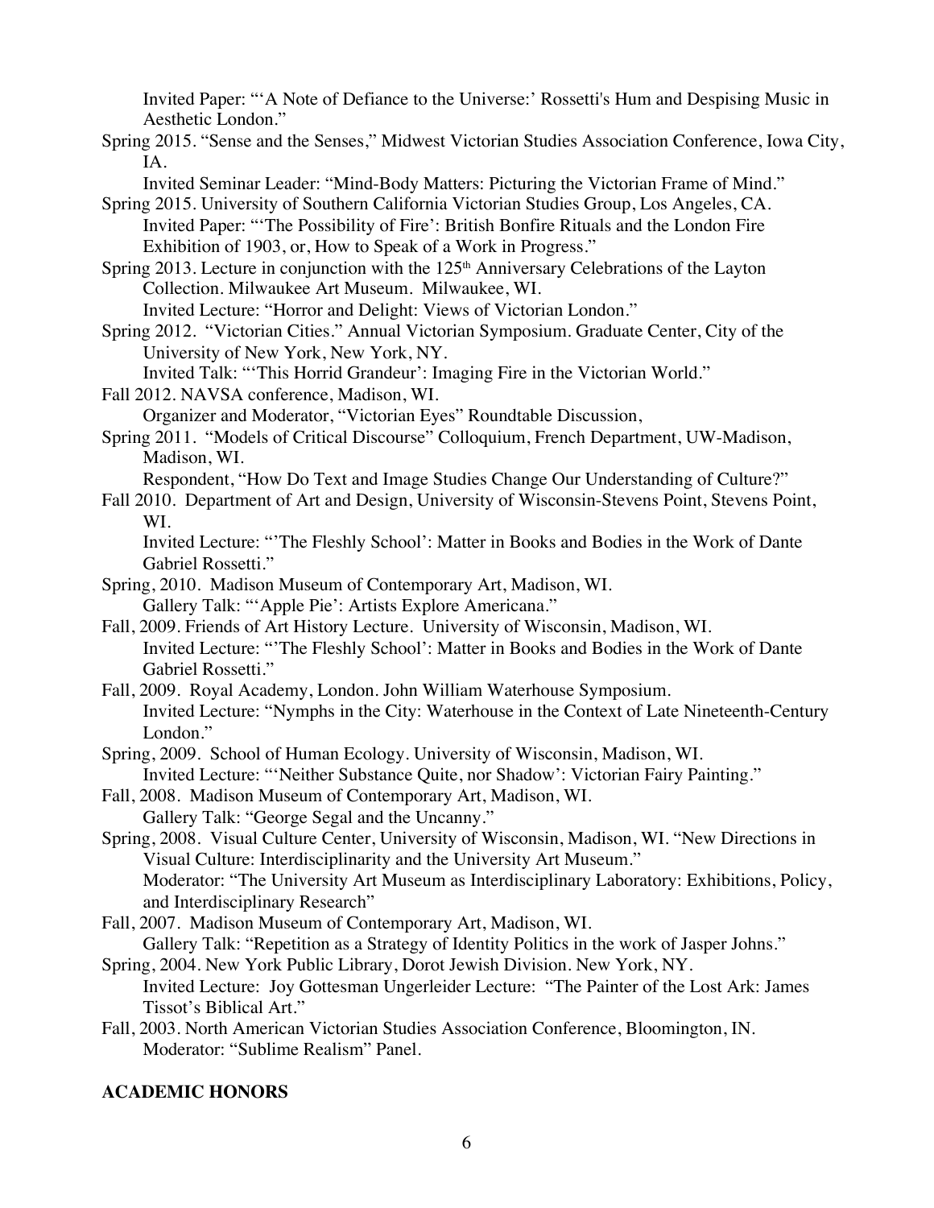Invited Paper: "'A Note of Defiance to the Universe:' Rossetti's Hum and Despising Music in Aesthetic London."

Spring 2015. "Sense and the Senses," Midwest Victorian Studies Association Conference, Iowa City, IA.
Invited Seminar Leader: "Mind-Body Matters: Picturing the Victorian Frame of Mind."

Spring 2015. University of Southern California Victorian Studies Group, Los Angeles, CA.
Invited Paper: "'The Possibility of Fire': British Bonfire Rituals and the London Fire Exhibition of 1903, or, How to Speak of a Work in Progress."

Spring 2013. Lecture in conjunction with the 125th Anniversary Celebrations of the Layton Collection. Milwaukee Art Museum. Milwaukee, WI.
Invited Lecture: "Horror and Delight: Views of Victorian London."

Spring 2012. "Victorian Cities." Annual Victorian Symposium. Graduate Center, City of the University of New York, New York, NY.
Invited Talk: "'This Horrid Grandeur': Imaging Fire in the Victorian World."

Fall 2012. NAVSA conference, Madison, WI.
Organizer and Moderator, "Victorian Eyes" Roundtable Discussion,

Spring 2011. "Models of Critical Discourse" Colloquium, French Department, UW-Madison, Madison, WI.
Respondent, "How Do Text and Image Studies Change Our Understanding of Culture?"

Fall 2010. Department of Art and Design, University of Wisconsin-Stevens Point, Stevens Point, WI.
Invited Lecture: "'The Fleshly School': Matter in Books and Bodies in the Work of Dante Gabriel Rossetti."

Spring, 2010. Madison Museum of Contemporary Art, Madison, WI.
Gallery Talk: "'Apple Pie': Artists Explore Americana."

Fall, 2009. Friends of Art History Lecture. University of Wisconsin, Madison, WI.
Invited Lecture: "'The Fleshly School': Matter in Books and Bodies in the Work of Dante Gabriel Rossetti."

Fall, 2009. Royal Academy, London. John William Waterhouse Symposium.
Invited Lecture: "Nymphs in the City: Waterhouse in the Context of Late Nineteenth-Century London."

Spring, 2009. School of Human Ecology. University of Wisconsin, Madison, WI.
Invited Lecture: "'Neither Substance Quite, nor Shadow': Victorian Fairy Painting."

Fall, 2008. Madison Museum of Contemporary Art, Madison, WI.
Gallery Talk: "George Segal and the Uncanny."

Spring, 2008. Visual Culture Center, University of Wisconsin, Madison, WI. "New Directions in Visual Culture: Interdisciplinarity and the University Art Museum."
Moderator: "The University Art Museum as Interdisciplinary Laboratory: Exhibitions, Policy, and Interdisciplinary Research"

Fall, 2007. Madison Museum of Contemporary Art, Madison, WI.
Gallery Talk: "Repetition as a Strategy of Identity Politics in the work of Jasper Johns."

Spring, 2004. New York Public Library, Dorot Jewish Division. New York, NY.
Invited Lecture: Joy Gottesman Ungerleider Lecture: "The Painter of the Lost Ark: James Tissot's Biblical Art."

Fall, 2003. North American Victorian Studies Association Conference, Bloomington, IN.
Moderator: "Sublime Realism" Panel.

**ACADEMIC HONORS**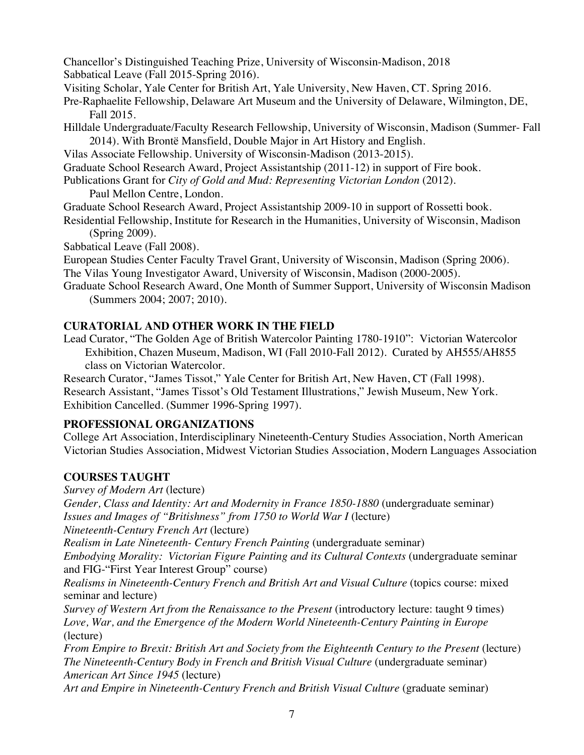Chancellor's Distinguished Teaching Prize, University of Wisconsin-Madison, 2018
Sabbatical Leave (Fall 2015-Spring 2016).
Visiting Scholar, Yale Center for British Art, Yale University, New Haven, CT. Spring 2016.
Pre-Raphaelite Fellowship, Delaware Art Museum and the University of Delaware, Wilmington, DE, Fall 2015.
Hilldale Undergraduate/Faculty Research Fellowship, University of Wisconsin, Madison (Summer- Fall 2014). With Brontë Mansfield, Double Major in Art History and English.
Vilas Associate Fellowship. University of Wisconsin-Madison (2013-2015).
Graduate School Research Award, Project Assistantship (2011-12) in support of Fire book.
Publications Grant for *City of Gold and Mud: Representing Victorian London* (2012). Paul Mellon Centre, London.
Graduate School Research Award, Project Assistantship 2009-10 in support of Rossetti book.
Residential Fellowship, Institute for Research in the Humanities, University of Wisconsin, Madison (Spring 2009).
Sabbatical Leave (Fall 2008).
European Studies Center Faculty Travel Grant, University of Wisconsin, Madison (Spring 2006).
The Vilas Young Investigator Award, University of Wisconsin, Madison (2000-2005).
Graduate School Research Award, One Month of Summer Support, University of Wisconsin Madison (Summers 2004; 2007; 2010).

**CURATORIAL AND OTHER WORK IN THE FIELD**

Lead Curator, "The Golden Age of British Watercolor Painting 1780-1910": Victorian Watercolor Exhibition, Chazen Museum, Madison, WI (Fall 2010-Fall 2012). Curated by AH555/AH855 class on Victorian Watercolor.
Research Curator, "James Tissot," Yale Center for British Art, New Haven, CT (Fall 1998).
Research Assistant, "James Tissot's Old Testament Illustrations," Jewish Museum, New York. Exhibition Cancelled. (Summer 1996-Spring 1997).

**PROFESSIONAL ORGANIZATIONS**

College Art Association, Interdisciplinary Nineteenth-Century Studies Association, North American Victorian Studies Association, Midwest Victorian Studies Association, Modern Languages Association

**COURSES TAUGHT**

*Survey of Modern Art* (lecture)
*Gender, Class and Identity: Art and Modernity in France 1850-1880* (undergraduate seminar)
*Issues and Images of "Britishness" from 1750 to World War I* (lecture)
*Nineteenth-Century French Art* (lecture)
*Realism in Late Nineteenth- Century French Painting* (undergraduate seminar)
*Embodying Morality: Victorian Figure Painting and its Cultural Contexts* (undergraduate seminar and FIG-"First Year Interest Group" course)
*Realisms in Nineteenth-Century French and British Art and Visual Culture* (topics course: mixed seminar and lecture)
*Survey of Western Art from the Renaissance to the Present* (introductory lecture: taught 9 times)
*Love, War, and the Emergence of the Modern World Nineteenth-Century Painting in Europe* (lecture)
*From Empire to Brexit: British Art and Society from the Eighteenth Century to the Present* (lecture)
*The Nineteenth-Century Body in French and British Visual Culture* (undergraduate seminar)
*American Art Since 1945* (lecture)
*Art and Empire in Nineteenth-Century French and British Visual Culture* (graduate seminar)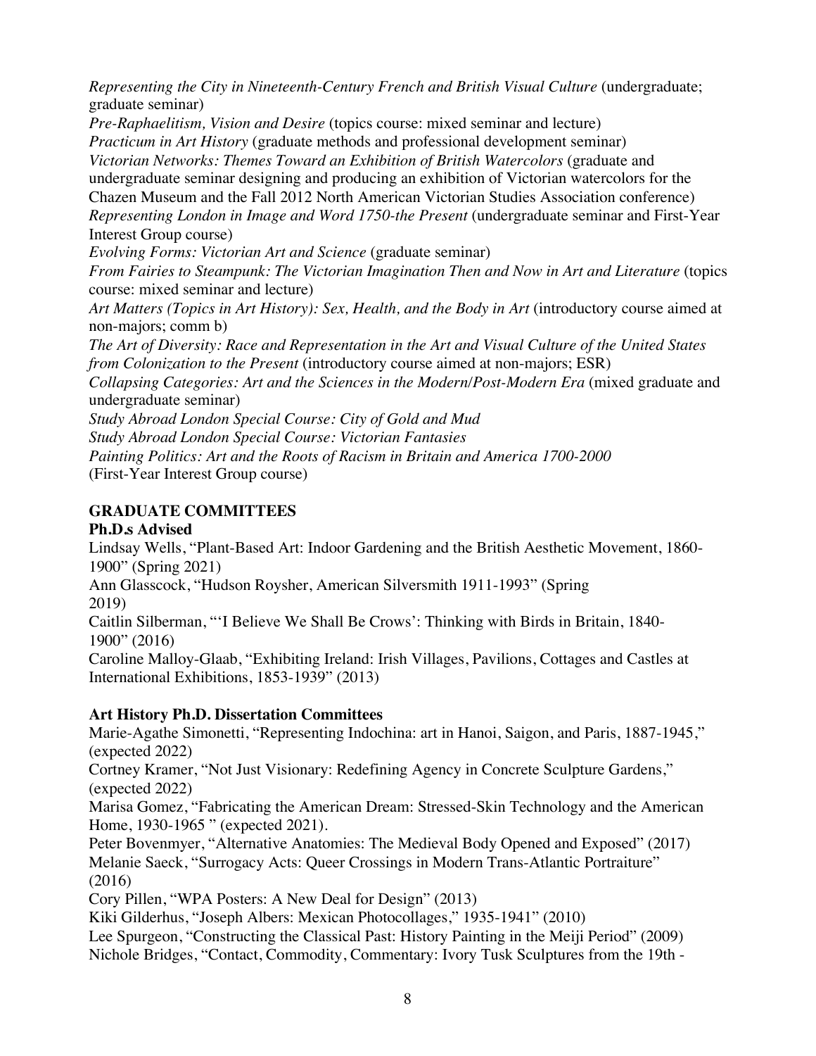*Representing the City in Nineteenth-Century French and British Visual Culture* (undergraduate; graduate seminar)
*Pre-Raphaelitism, Vision and Desire* (topics course: mixed seminar and lecture)
*Practicum in Art History* (graduate methods and professional development seminar)
*Victorian Networks: Themes Toward an Exhibition of British Watercolors* (graduate and undergraduate seminar designing and producing an exhibition of Victorian watercolors for the Chazen Museum and the Fall 2012 North American Victorian Studies Association conference)
*Representing London in Image and Word 1750-the Present* (undergraduate seminar and First-Year Interest Group course)
*Evolving Forms: Victorian Art and Science* (graduate seminar)
*From Fairies to Steampunk: The Victorian Imagination Then and Now in Art and Literature* (topics course: mixed seminar and lecture)
*Art Matters (Topics in Art History): Sex, Health, and the Body in Art* (introductory course aimed at non-majors; comm b)
*The Art of Diversity: Race and Representation in the Art and Visual Culture of the United States from Colonization to the Present* (introductory course aimed at non-majors; ESR)
*Collapsing Categories: Art and the Sciences in the Modern/Post-Modern Era* (mixed graduate and undergraduate seminar)
*Study Abroad London Special Course: City of Gold and Mud*
*Study Abroad London Special Course: Victorian Fantasies*
*Painting Politics: Art and the Roots of Racism in Britain and America 1700-2000*
(First-Year Interest Group course)

## GRADUATE COMMITTEES

### Ph.D.s Advised

Lindsay Wells, "Plant-Based Art: Indoor Gardening and the British Aesthetic Movement, 1860-1900" (Spring 2021)
Ann Glasscock, "Hudson Roysher, American Silversmith 1911-1993" (Spring 2019)
Caitlin Silberman, "'I Believe We Shall Be Crows': Thinking with Birds in Britain, 1840-1900" (2016)
Caroline Malloy-Glaab, "Exhibiting Ireland: Irish Villages, Pavilions, Cottages and Castles at International Exhibitions, 1853-1939" (2013)

### Art History Ph.D. Dissertation Committees

Marie-Agathe Simonetti, "Representing Indochina: art in Hanoi, Saigon, and Paris, 1887-1945," (expected 2022)
Cortney Kramer, "Not Just Visionary: Redefining Agency in Concrete Sculpture Gardens," (expected 2022)
Marisa Gomez, "Fabricating the American Dream: Stressed-Skin Technology and the American Home, 1930-1965 " (expected 2021).
Peter Bovenmyer, "Alternative Anatomies: The Medieval Body Opened and Exposed" (2017)
Melanie Saeck, "Surrogacy Acts: Queer Crossings in Modern Trans-Atlantic Portraiture" (2016)
Cory Pillen, "WPA Posters: A New Deal for Design" (2013)
Kiki Gilderhus, "Joseph Albers: Mexican Photocollages," 1935-1941" (2010)
Lee Spurgeon, "Constructing the Classical Past: History Painting in the Meiji Period" (2009)
Nichole Bridges, "Contact, Commodity, Commentary: Ivory Tusk Sculptures from the 19th -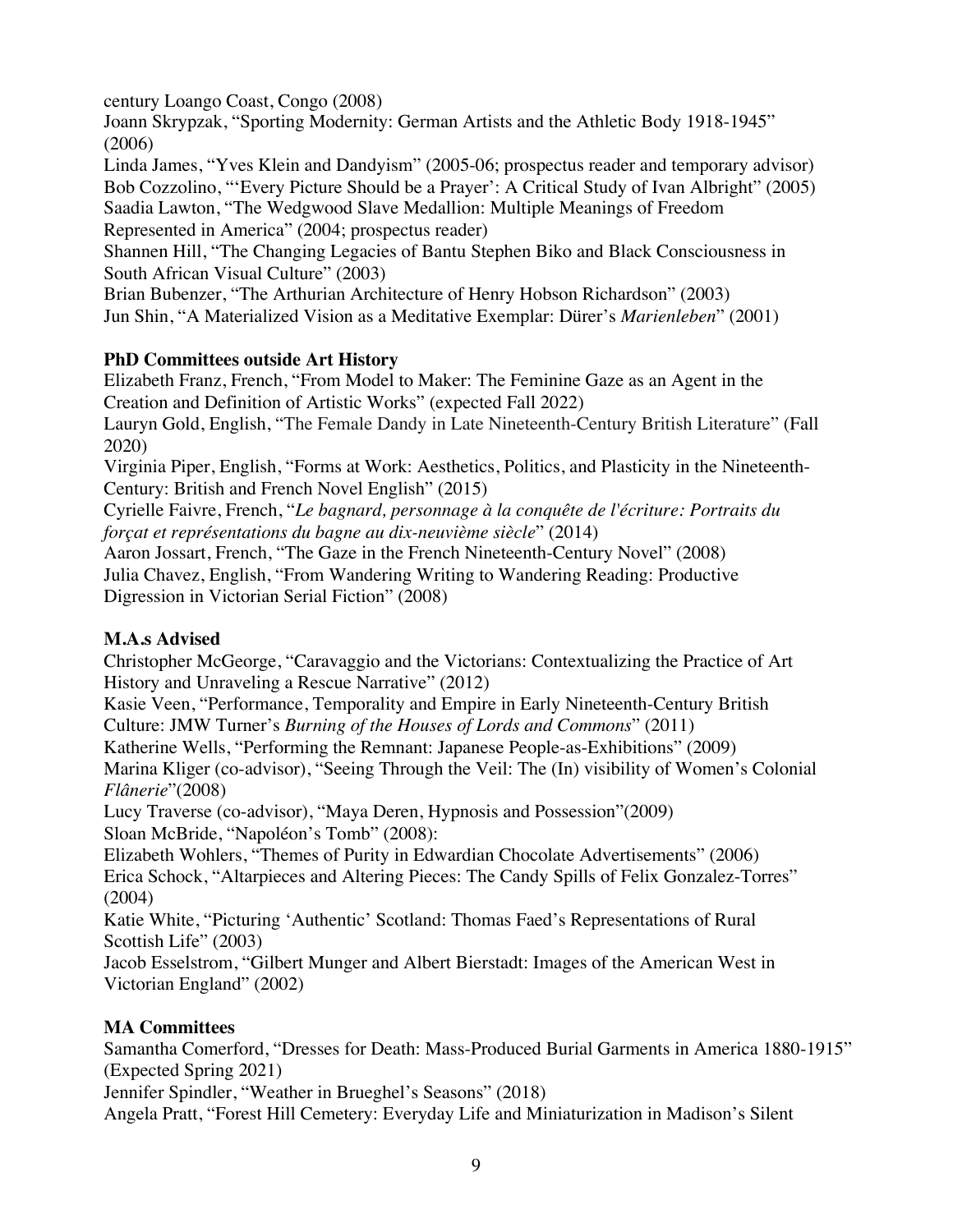century Loango Coast, Congo (2008)

Joann Skrypzak, "Sporting Modernity: German Artists and the Athletic Body 1918-1945" (2006)

Linda James, "Yves Klein and Dandyism" (2005-06; prospectus reader and temporary advisor)

Bob Cozzolino, "'Every Picture Should be a Prayer': A Critical Study of Ivan Albright" (2005)

Saadia Lawton, "The Wedgwood Slave Medallion: Multiple Meanings of Freedom Represented in America" (2004; prospectus reader)

Shannen Hill, "The Changing Legacies of Bantu Stephen Biko and Black Consciousness in South African Visual Culture" (2003)

Brian Bubenzer, "The Arthurian Architecture of Henry Hobson Richardson" (2003)

Jun Shin, "A Materialized Vision as a Meditative Exemplar: Dürer's *Marienleben*" (2001)

**PhD Committees outside Art History**

Elizabeth Franz, French, "From Model to Maker: The Feminine Gaze as an Agent in the Creation and Definition of Artistic Works" (expected Fall 2022)

Lauryn Gold, English, "The Female Dandy in Late Nineteenth-Century British Literature" (Fall 2020)

Virginia Piper, English, "Forms at Work: Aesthetics, Politics, and Plasticity in the Nineteenth-Century: British and French Novel English" (2015)

Cyrielle Faivre, French, "*Le bagnard, personnage à la conquête de l'écriture: Portraits du forçat et représentations du bagne au dix-neuvième siècle*" (2014)

Aaron Jossart, French, "The Gaze in the French Nineteenth-Century Novel" (2008)

Julia Chavez, English, "From Wandering Writing to Wandering Reading: Productive Digression in Victorian Serial Fiction" (2008)

**M.A.s Advised**

Christopher McGeorge, "Caravaggio and the Victorians: Contextualizing the Practice of Art History and Unraveling a Rescue Narrative" (2012)

Kasie Veen, "Performance, Temporality and Empire in Early Nineteenth-Century British Culture: JMW Turner's *Burning of the Houses of Lords and Commons*" (2011)

Katherine Wells, "Performing the Remnant: Japanese People-as-Exhibitions" (2009)

Marina Kliger (co-advisor), "Seeing Through the Veil: The (In) visibility of Women's Colonial *Flânerie*"(2008)

Lucy Traverse (co-advisor), "Maya Deren, Hypnosis and Possession"(2009)

Sloan McBride, "Napoléon's Tomb" (2008):

Elizabeth Wohlers, "Themes of Purity in Edwardian Chocolate Advertisements" (2006)

Erica Schock, "Altarpieces and Altering Pieces: The Candy Spills of Felix Gonzalez-Torres" (2004)

Katie White, "Picturing 'Authentic' Scotland: Thomas Faed's Representations of Rural Scottish Life" (2003)

Jacob Esselstrom, "Gilbert Munger and Albert Bierstadt: Images of the American West in Victorian England" (2002)

**MA Committees**

Samantha Comerford, "Dresses for Death: Mass-Produced Burial Garments in America 1880-1915" (Expected Spring 2021)

Jennifer Spindler, "Weather in Brueghel's Seasons" (2018)

Angela Pratt, "Forest Hill Cemetery: Everyday Life and Miniaturization in Madison's Silent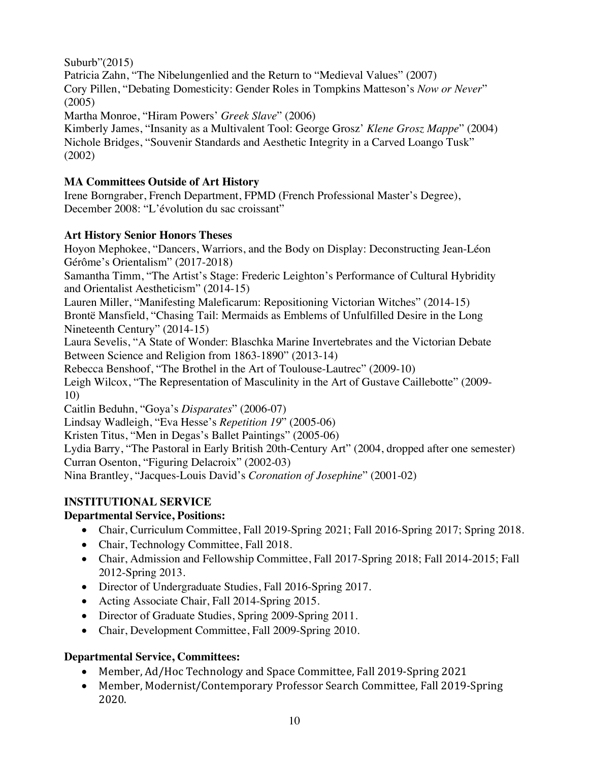Suburb"(2015)
Patricia Zahn, "The Nibelungenlied and the Return to "Medieval Values" (2007)
Cory Pillen, "Debating Domesticity: Gender Roles in Tompkins Matteson's *Now or Never*" (2005)
Martha Monroe, "Hiram Powers' *Greek Slave*" (2006)
Kimberly James, "Insanity as a Multivalent Tool: George Grosz' *Klene Grosz Mappe*" (2004)
Nichole Bridges, "Souvenir Standards and Aesthetic Integrity in a Carved Loango Tusk" (2002)

**MA Committees Outside of Art History**
Irene Borngraber, French Department, FPMD (French Professional Master's Degree), December 2008: "L'évolution du sac croissant"

**Art History Senior Honors Theses**
Hoyon Mephokee, "Dancers, Warriors, and the Body on Display: Deconstructing Jean-Léon Gérôme's Orientalism" (2017-2018)
Samantha Timm, "The Artist's Stage: Frederic Leighton's Performance of Cultural Hybridity and Orientalist Aestheticism" (2014-15)
Lauren Miller, "Manifesting Maleficarum: Repositioning Victorian Witches" (2014-15)
Brontë Mansfield, "Chasing Tail: Mermaids as Emblems of Unfulfilled Desire in the Long Nineteenth Century" (2014-15)
Laura Sevelis, "A State of Wonder: Blaschka Marine Invertebrates and the Victorian Debate Between Science and Religion from 1863-1890" (2013-14)
Rebecca Benshoof, "The Brothel in the Art of Toulouse-Lautrec" (2009-10)
Leigh Wilcox, "The Representation of Masculinity in the Art of Gustave Caillebotte" (2009-10)
Caitlin Beduhn, "Goya's *Disparates*" (2006-07)
Lindsay Wadleigh, "Eva Hesse's *Repetition 19*" (2005-06)
Kristen Titus, "Men in Degas's Ballet Paintings" (2005-06)
Lydia Barry, "The Pastoral in Early British 20th-Century Art" (2004, dropped after one semester)
Curran Osenton, "Figuring Delacroix" (2002-03)
Nina Brantley, "Jacques-Louis David's *Coronation of Josephine*" (2001-02)

## INSTITUTIONAL SERVICE

**Departmental Service, Positions:**

- Chair, Curriculum Committee, Fall 2019-Spring 2021; Fall 2016-Spring 2017; Spring 2018.
- Chair, Technology Committee, Fall 2018.
- Chair, Admission and Fellowship Committee, Fall 2017-Spring 2018; Fall 2014-2015; Fall 2012-Spring 2013.
- Director of Undergraduate Studies, Fall 2016-Spring 2017.
- Acting Associate Chair, Fall 2014-Spring 2015.
- Director of Graduate Studies, Spring 2009-Spring 2011.
- Chair, Development Committee, Fall 2009-Spring 2010.

**Departmental Service, Committees:**

- Member, Ad/Hoc Technology and Space Committee, Fall 2019-Spring 2021
- Member, Modernist/Contemporary Professor Search Committee, Fall 2019-Spring 2020.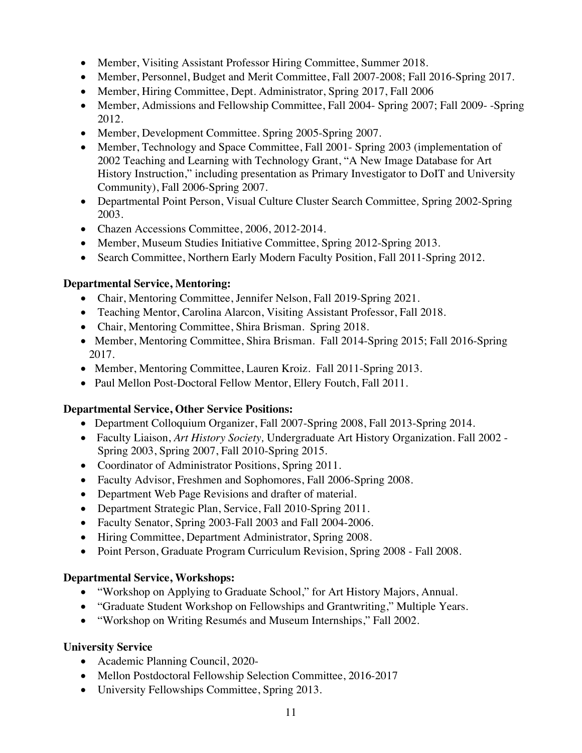- Member, Visiting Assistant Professor Hiring Committee, Summer 2018.
- Member, Personnel, Budget and Merit Committee, Fall 2007-2008; Fall 2016-Spring 2017.
- Member, Hiring Committee, Dept. Administrator, Spring 2017, Fall 2006
- Member, Admissions and Fellowship Committee, Fall 2004- Spring 2007; Fall 2009- -Spring 2012.
- Member, Development Committee. Spring 2005-Spring 2007.
- Member, Technology and Space Committee, Fall 2001- Spring 2003 (implementation of 2002 Teaching and Learning with Technology Grant, "A New Image Database for Art History Instruction," including presentation as Primary Investigator to DoIT and University Community), Fall 2006-Spring 2007.
- Departmental Point Person, Visual Culture Cluster Search Committee*,* Spring 2002-Spring 2003.
- Chazen Accessions Committee, 2006, 2012-2014.
- Member, Museum Studies Initiative Committee, Spring 2012-Spring 2013.
- Search Committee, Northern Early Modern Faculty Position, Fall 2011-Spring 2012.

**Departmental Service, Mentoring:**

- Chair, Mentoring Committee, Jennifer Nelson, Fall 2019-Spring 2021.
- Teaching Mentor, Carolina Alarcon, Visiting Assistant Professor, Fall 2018.
- Chair, Mentoring Committee, Shira Brisman. Spring 2018.
- Member, Mentoring Committee, Shira Brisman. Fall 2014-Spring 2015; Fall 2016-Spring 2017.
- Member, Mentoring Committee, Lauren Kroiz. Fall 2011-Spring 2013.
- Paul Mellon Post-Doctoral Fellow Mentor, Ellery Foutch, Fall 2011.

**Departmental Service, Other Service Positions:**

- Department Colloquium Organizer, Fall 2007-Spring 2008, Fall 2013-Spring 2014.
- Faculty Liaison, *Art History Society,* Undergraduate Art History Organization. Fall 2002 - Spring 2003, Spring 2007, Fall 2010-Spring 2015.
- Coordinator of Administrator Positions, Spring 2011.
- Faculty Advisor, Freshmen and Sophomores, Fall 2006-Spring 2008.
- Department Web Page Revisions and drafter of material.
- Department Strategic Plan, Service, Fall 2010-Spring 2011.
- Faculty Senator, Spring 2003-Fall 2003 and Fall 2004-2006.
- Hiring Committee, Department Administrator, Spring 2008.
- Point Person, Graduate Program Curriculum Revision, Spring 2008 - Fall 2008.

**Departmental Service, Workshops:**

- "Workshop on Applying to Graduate School," for Art History Majors, Annual.
- "Graduate Student Workshop on Fellowships and Grantwriting," Multiple Years.
- "Workshop on Writing Resumés and Museum Internships," Fall 2002.

**University Service**

- Academic Planning Council, 2020-
- Mellon Postdoctoral Fellowship Selection Committee, 2016-2017
- University Fellowships Committee, Spring 2013.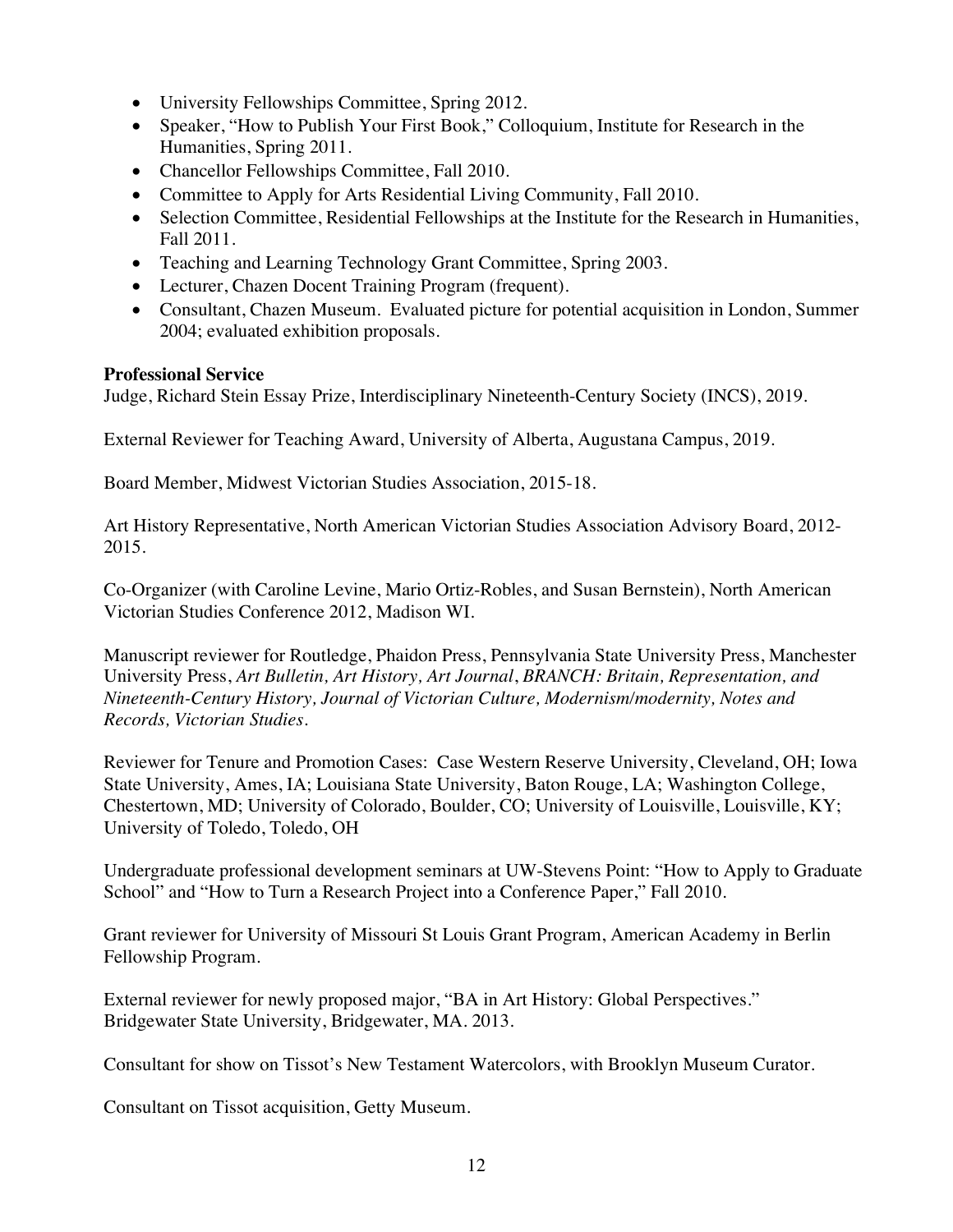- University Fellowships Committee, Spring 2012.
- Speaker, "How to Publish Your First Book," Colloquium, Institute for Research in the Humanities, Spring 2011.
- Chancellor Fellowships Committee, Fall 2010.
- Committee to Apply for Arts Residential Living Community, Fall 2010.
- Selection Committee, Residential Fellowships at the Institute for the Research in Humanities, Fall 2011.
- Teaching and Learning Technology Grant Committee, Spring 2003.
- Lecturer, Chazen Docent Training Program (frequent).
- Consultant, Chazen Museum. Evaluated picture for potential acquisition in London, Summer 2004; evaluated exhibition proposals.

**Professional Service**

Judge, Richard Stein Essay Prize, Interdisciplinary Nineteenth-Century Society (INCS), 2019.

External Reviewer for Teaching Award, University of Alberta, Augustana Campus, 2019.

Board Member, Midwest Victorian Studies Association, 2015-18.

Art History Representative, North American Victorian Studies Association Advisory Board, 2012-2015.

Co-Organizer (with Caroline Levine, Mario Ortiz-Robles, and Susan Bernstein), North American Victorian Studies Conference 2012, Madison WI.

Manuscript reviewer for Routledge, Phaidon Press, Pennsylvania State University Press, Manchester University Press, *Art Bulletin, Art History, Art Journal*, *BRANCH: Britain, Representation, and Nineteenth-Century History, Journal of Victorian Culture, Modernism/modernity, Notes and Records, Victorian Studies.*

Reviewer for Tenure and Promotion Cases: Case Western Reserve University, Cleveland, OH; Iowa State University, Ames, IA; Louisiana State University, Baton Rouge, LA; Washington College, Chestertown, MD; University of Colorado, Boulder, CO; University of Louisville, Louisville, KY; University of Toledo, Toledo, OH

Undergraduate professional development seminars at UW-Stevens Point: "How to Apply to Graduate School" and "How to Turn a Research Project into a Conference Paper," Fall 2010.

Grant reviewer for University of Missouri St Louis Grant Program, American Academy in Berlin Fellowship Program.

External reviewer for newly proposed major, "BA in Art History: Global Perspectives." Bridgewater State University, Bridgewater, MA. 2013.

Consultant for show on Tissot's New Testament Watercolors, with Brooklyn Museum Curator.

Consultant on Tissot acquisition, Getty Museum.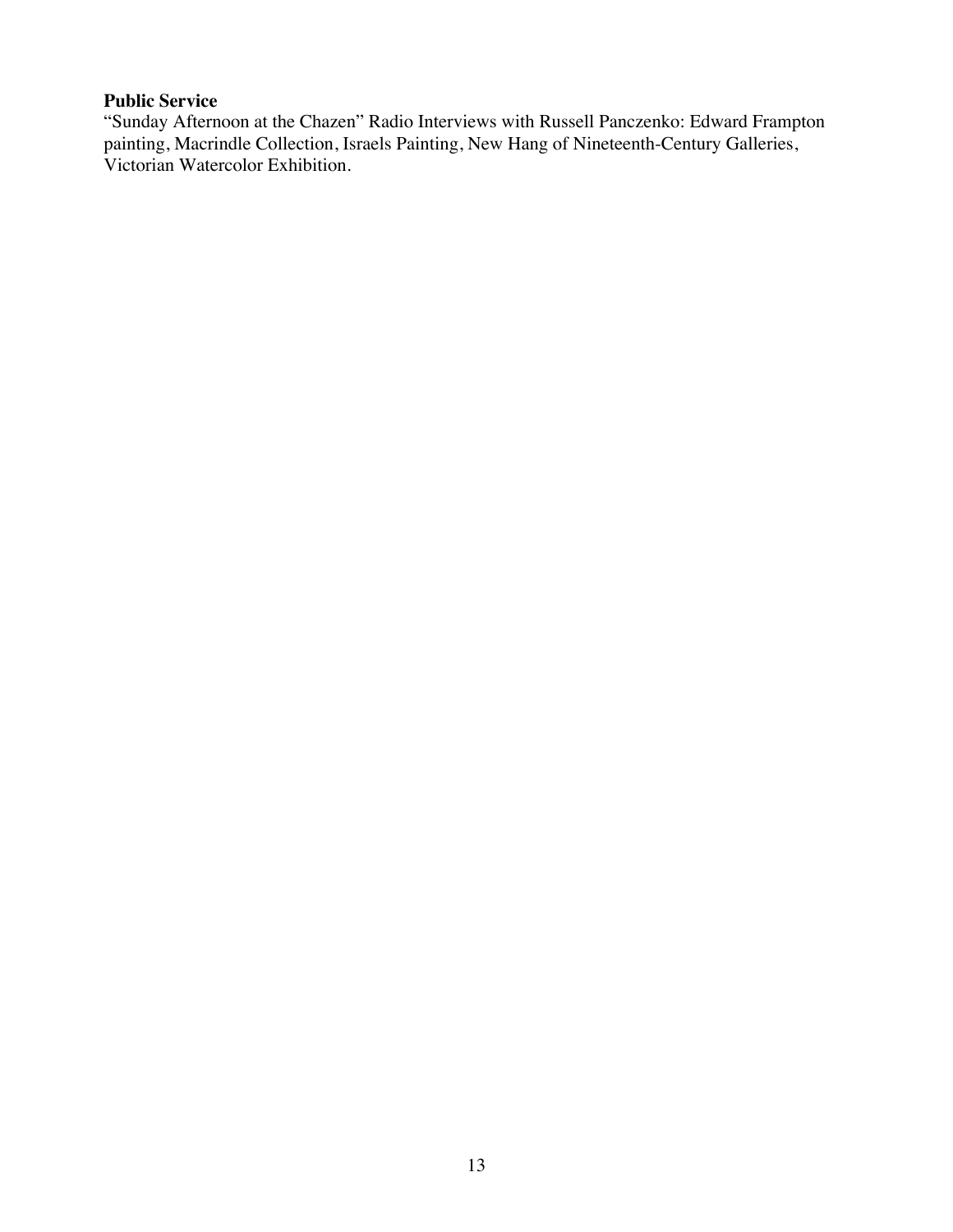**Public Service**

"Sunday Afternoon at the Chazen" Radio Interviews with Russell Panczenko: Edward Frampton painting, Macrindle Collection, Israels Painting, New Hang of Nineteenth-Century Galleries, Victorian Watercolor Exhibition.